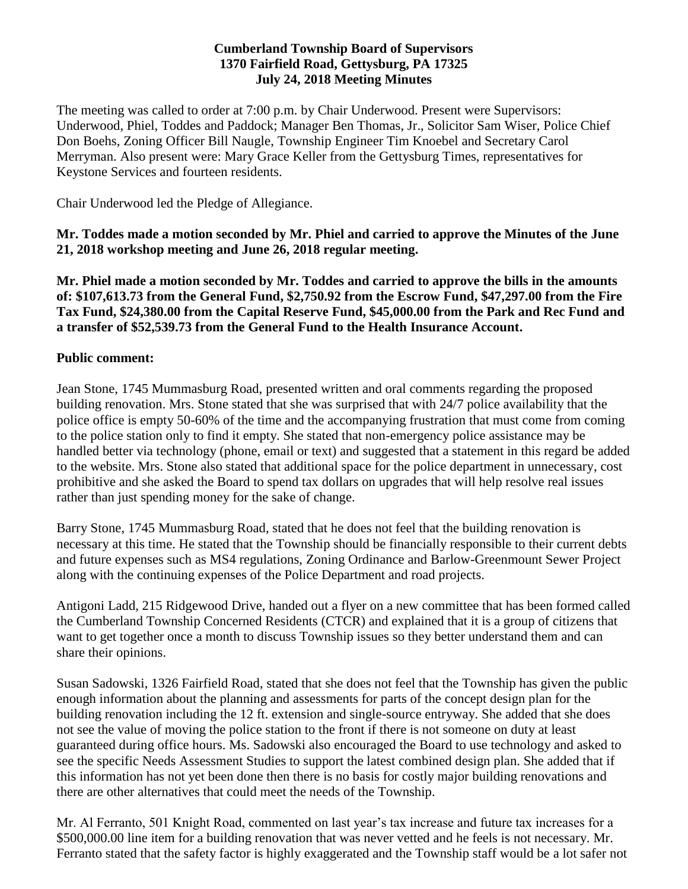**Cumberland Township Board of Supervisors**
**1370 Fairfield Road, Gettysburg, PA 17325**
**July 24, 2018 Meeting Minutes**

The meeting was called to order at 7:00 p.m. by Chair Underwood. Present were Supervisors: Underwood, Phiel, Toddes and Paddock; Manager Ben Thomas, Jr., Solicitor Sam Wiser, Police Chief Don Boehs, Zoning Officer Bill Naugle, Township Engineer Tim Knoebel and Secretary Carol Merryman. Also present were: Mary Grace Keller from the Gettysburg Times, representatives for Keystone Services and fourteen residents.

Chair Underwood led the Pledge of Allegiance.

**Mr. Toddes made a motion seconded by Mr. Phiel and carried to approve the Minutes of the June 21, 2018 workshop meeting and June 26, 2018 regular meeting.**

**Mr. Phiel made a motion seconded by Mr. Toddes and carried to approve the bills in the amounts of: $107,613.73 from the General Fund, $2,750.92 from the Escrow Fund, $47,297.00 from the Fire Tax Fund, $24,380.00 from the Capital Reserve Fund, $45,000.00 from the Park and Rec Fund and a transfer of $52,539.73 from the General Fund to the Health Insurance Account.**

**Public comment:**

Jean Stone, 1745 Mummasburg Road, presented written and oral comments regarding the proposed building renovation. Mrs. Stone stated that she was surprised that with 24/7 police availability that the police office is empty 50-60% of the time and the accompanying frustration that must come from coming to the police station only to find it empty. She stated that non-emergency police assistance may be handled better via technology (phone, email or text) and suggested that a statement in this regard be added to the website. Mrs. Stone also stated that additional space for the police department in unnecessary, cost prohibitive and she asked the Board to spend tax dollars on upgrades that will help resolve real issues rather than just spending money for the sake of change.

Barry Stone, 1745 Mummasburg Road, stated that he does not feel that the building renovation is necessary at this time. He stated that the Township should be financially responsible to their current debts and future expenses such as MS4 regulations, Zoning Ordinance and Barlow-Greenmount Sewer Project along with the continuing expenses of the Police Department and road projects.

Antigoni Ladd, 215 Ridgewood Drive, handed out a flyer on a new committee that has been formed called the Cumberland Township Concerned Residents (CTCR) and explained that it is a group of citizens that want to get together once a month to discuss Township issues so they better understand them and can share their opinions.

Susan Sadowski, 1326 Fairfield Road, stated that she does not feel that the Township has given the public enough information about the planning and assessments for parts of the concept design plan for the building renovation including the 12 ft. extension and single-source entryway. She added that she does not see the value of moving the police station to the front if there is not someone on duty at least guaranteed during office hours. Ms. Sadowski also encouraged the Board to use technology and asked to see the specific Needs Assessment Studies to support the latest combined design plan. She added that if this information has not yet been done then there is no basis for costly major building renovations and there are other alternatives that could meet the needs of the Township.

Mr. Al Ferranto, 501 Knight Road, commented on last year's tax increase and future tax increases for a $500,000.00 line item for a building renovation that was never vetted and he feels is not necessary. Mr. Ferranto stated that the safety factor is highly exaggerated and the Township staff would be a lot safer not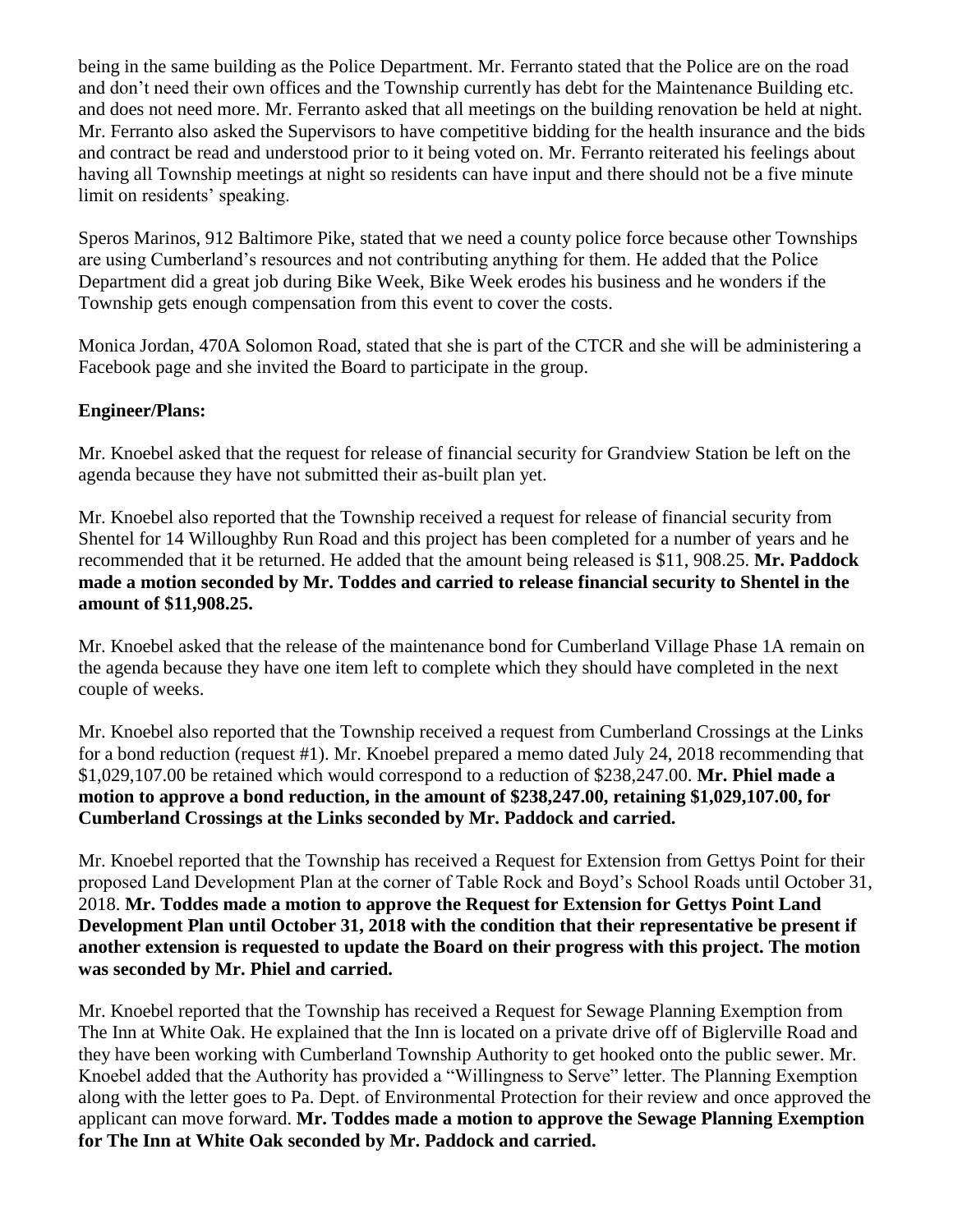being in the same building as the Police Department. Mr. Ferranto stated that the Police are on the road and don't need their own offices and the Township currently has debt for the Maintenance Building etc. and does not need more. Mr. Ferranto asked that all meetings on the building renovation be held at night. Mr. Ferranto also asked the Supervisors to have competitive bidding for the health insurance and the bids and contract be read and understood prior to it being voted on. Mr. Ferranto reiterated his feelings about having all Township meetings at night so residents can have input and there should not be a five minute limit on residents' speaking.

Speros Marinos, 912 Baltimore Pike, stated that we need a county police force because other Townships are using Cumberland's resources and not contributing anything for them. He added that the Police Department did a great job during Bike Week, Bike Week erodes his business and he wonders if the Township gets enough compensation from this event to cover the costs.

Monica Jordan, 470A Solomon Road, stated that she is part of the CTCR and she will be administering a Facebook page and she invited the Board to participate in the group.

**Engineer/Plans:**

Mr. Knoebel asked that the request for release of financial security for Grandview Station be left on the agenda because they have not submitted their as-built plan yet.

Mr. Knoebel also reported that the Township received a request for release of financial security from Shentel for 14 Willoughby Run Road and this project has been completed for a number of years and he recommended that it be returned. He added that the amount being released is $11, 908.25. **Mr. Paddock made a motion seconded by Mr. Toddes and carried to release financial security to Shentel in the amount of $11,908.25.**

Mr. Knoebel asked that the release of the maintenance bond for Cumberland Village Phase 1A remain on the agenda because they have one item left to complete which they should have completed in the next couple of weeks.

Mr. Knoebel also reported that the Township received a request from Cumberland Crossings at the Links for a bond reduction (request #1). Mr. Knoebel prepared a memo dated July 24, 2018 recommending that $1,029,107.00 be retained which would correspond to a reduction of $238,247.00. **Mr. Phiel made a motion to approve a bond reduction, in the amount of $238,247.00, retaining $1,029,107.00, for Cumberland Crossings at the Links seconded by Mr. Paddock and carried.**

Mr. Knoebel reported that the Township has received a Request for Extension from Gettys Point for their proposed Land Development Plan at the corner of Table Rock and Boyd's School Roads until October 31, 2018. **Mr. Toddes made a motion to approve the Request for Extension for Gettys Point Land Development Plan until October 31, 2018 with the condition that their representative be present if another extension is requested to update the Board on their progress with this project. The motion was seconded by Mr. Phiel and carried.**

Mr. Knoebel reported that the Township has received a Request for Sewage Planning Exemption from The Inn at White Oak. He explained that the Inn is located on a private drive off of Biglerville Road and they have been working with Cumberland Township Authority to get hooked onto the public sewer. Mr. Knoebel added that the Authority has provided a "Willingness to Serve" letter. The Planning Exemption along with the letter goes to Pa. Dept. of Environmental Protection for their review and once approved the applicant can move forward. **Mr. Toddes made a motion to approve the Sewage Planning Exemption for The Inn at White Oak seconded by Mr. Paddock and carried.**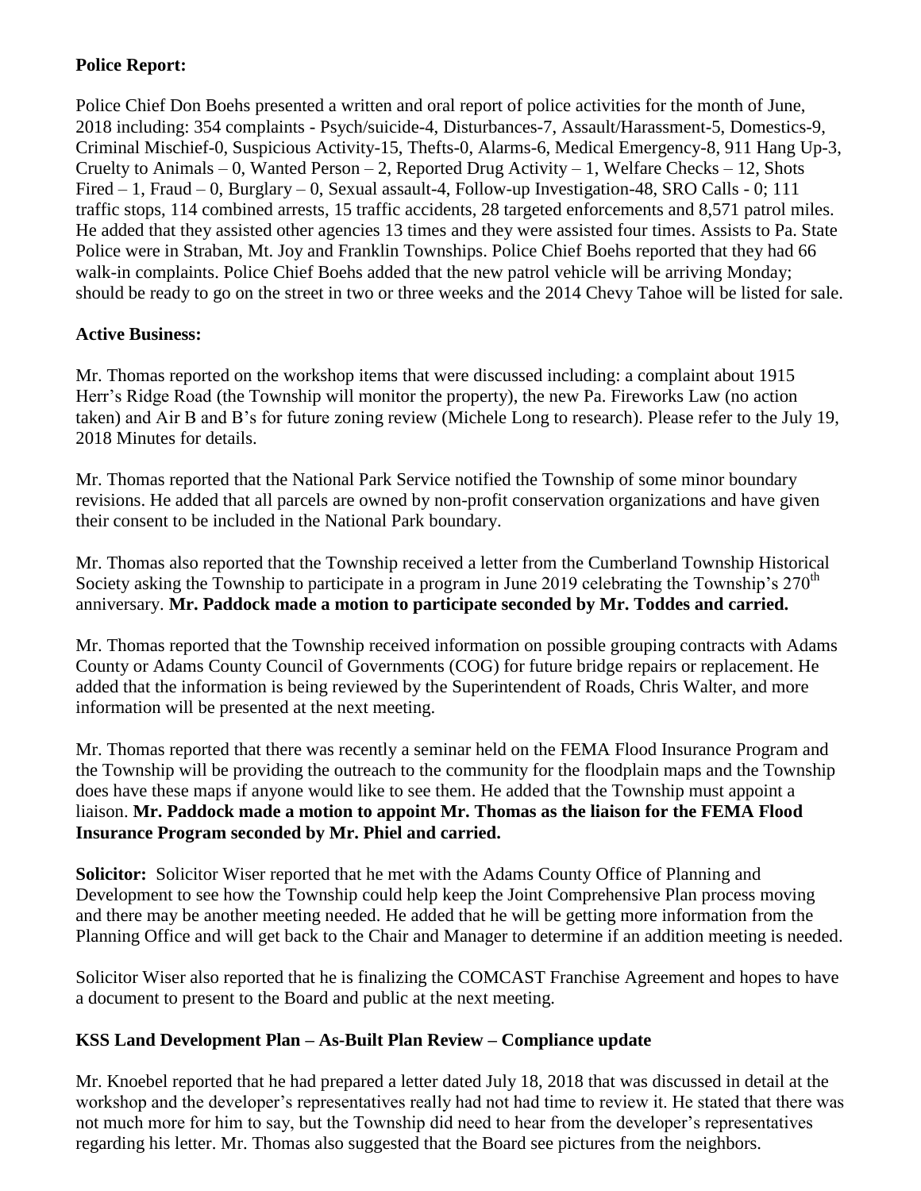**Police Report:**

Police Chief Don Boehs presented a written and oral report of police activities for the month of June, 2018 including: 354 complaints - Psych/suicide-4, Disturbances-7, Assault/Harassment-5, Domestics-9, Criminal Mischief-0, Suspicious Activity-15, Thefts-0, Alarms-6, Medical Emergency-8, 911 Hang Up-3, Cruelty to Animals – 0, Wanted Person – 2, Reported Drug Activity – 1, Welfare Checks – 12, Shots Fired – 1, Fraud – 0, Burglary – 0, Sexual assault-4, Follow-up Investigation-48, SRO Calls - 0; 111 traffic stops, 114 combined arrests, 15 traffic accidents, 28 targeted enforcements and 8,571 patrol miles. He added that they assisted other agencies 13 times and they were assisted four times. Assists to Pa. State Police were in Straban, Mt. Joy and Franklin Townships. Police Chief Boehs reported that they had 66 walk-in complaints. Police Chief Boehs added that the new patrol vehicle will be arriving Monday; should be ready to go on the street in two or three weeks and the 2014 Chevy Tahoe will be listed for sale.

**Active Business:**

Mr. Thomas reported on the workshop items that were discussed including: a complaint about 1915 Herr's Ridge Road (the Township will monitor the property), the new Pa. Fireworks Law (no action taken) and Air B and B's for future zoning review (Michele Long to research). Please refer to the July 19, 2018 Minutes for details.

Mr. Thomas reported that the National Park Service notified the Township of some minor boundary revisions. He added that all parcels are owned by non-profit conservation organizations and have given their consent to be included in the National Park boundary.

Mr. Thomas also reported that the Township received a letter from the Cumberland Township Historical Society asking the Township to participate in a program in June 2019 celebrating the Township's 270th anniversary. **Mr. Paddock made a motion to participate seconded by Mr. Toddes and carried.**

Mr. Thomas reported that the Township received information on possible grouping contracts with Adams County or Adams County Council of Governments (COG) for future bridge repairs or replacement. He added that the information is being reviewed by the Superintendent of Roads, Chris Walter, and more information will be presented at the next meeting.

Mr. Thomas reported that there was recently a seminar held on the FEMA Flood Insurance Program and the Township will be providing the outreach to the community for the floodplain maps and the Township does have these maps if anyone would like to see them. He added that the Township must appoint a liaison. **Mr. Paddock made a motion to appoint Mr. Thomas as the liaison for the FEMA Flood Insurance Program seconded by Mr. Phiel and carried.**

**Solicitor:** Solicitor Wiser reported that he met with the Adams County Office of Planning and Development to see how the Township could help keep the Joint Comprehensive Plan process moving and there may be another meeting needed. He added that he will be getting more information from the Planning Office and will get back to the Chair and Manager to determine if an addition meeting is needed.

Solicitor Wiser also reported that he is finalizing the COMCAST Franchise Agreement and hopes to have a document to present to the Board and public at the next meeting.

**KSS Land Development Plan – As-Built Plan Review – Compliance update**

Mr. Knoebel reported that he had prepared a letter dated July 18, 2018 that was discussed in detail at the workshop and the developer's representatives really had not had time to review it. He stated that there was not much more for him to say, but the Township did need to hear from the developer's representatives regarding his letter. Mr. Thomas also suggested that the Board see pictures from the neighbors.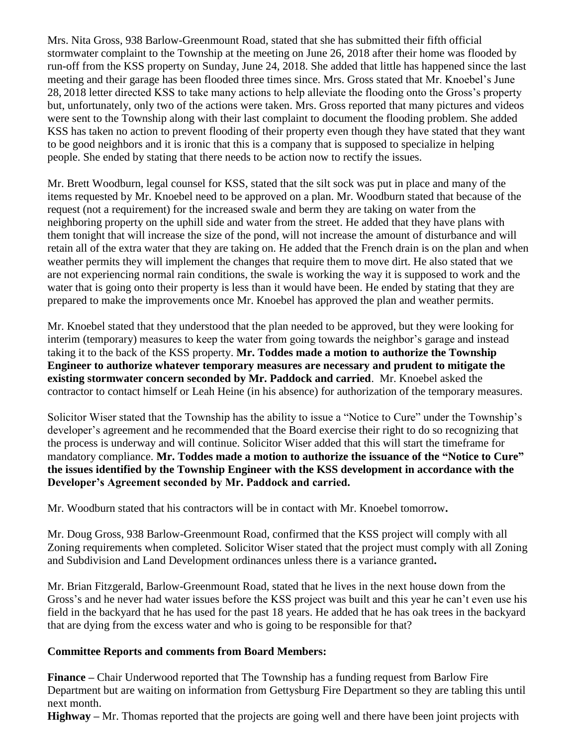Mrs. Nita Gross, 938 Barlow-Greenmount Road, stated that she has submitted their fifth official stormwater complaint to the Township at the meeting on June 26, 2018 after their home was flooded by run-off from the KSS property on Sunday, June 24, 2018. She added that little has happened since the last meeting and their garage has been flooded three times since. Mrs. Gross stated that Mr. Knoebel's June 28, 2018 letter directed KSS to take many actions to help alleviate the flooding onto the Gross's property but, unfortunately, only two of the actions were taken. Mrs. Gross reported that many pictures and videos were sent to the Township along with their last complaint to document the flooding problem. She added KSS has taken no action to prevent flooding of their property even though they have stated that they want to be good neighbors and it is ironic that this is a company that is supposed to specialize in helping people. She ended by stating that there needs to be action now to rectify the issues.

Mr. Brett Woodburn, legal counsel for KSS, stated that the silt sock was put in place and many of the items requested by Mr. Knoebel need to be approved on a plan. Mr. Woodburn stated that because of the request (not a requirement) for the increased swale and berm they are taking on water from the neighboring property on the uphill side and water from the street. He added that they have plans with them tonight that will increase the size of the pond, will not increase the amount of disturbance and will retain all of the extra water that they are taking on. He added that the French drain is on the plan and when weather permits they will implement the changes that require them to move dirt. He also stated that we are not experiencing normal rain conditions, the swale is working the way it is supposed to work and the water that is going onto their property is less than it would have been. He ended by stating that they are prepared to make the improvements once Mr. Knoebel has approved the plan and weather permits.

Mr. Knoebel stated that they understood that the plan needed to be approved, but they were looking for interim (temporary) measures to keep the water from going towards the neighbor's garage and instead taking it to the back of the KSS property. **Mr. Toddes made a motion to authorize the Township Engineer to authorize whatever temporary measures are necessary and prudent to mitigate the existing stormwater concern seconded by Mr. Paddock and carried**. Mr. Knoebel asked the contractor to contact himself or Leah Heine (in his absence) for authorization of the temporary measures.

Solicitor Wiser stated that the Township has the ability to issue a "Notice to Cure" under the Township's developer's agreement and he recommended that the Board exercise their right to do so recognizing that the process is underway and will continue. Solicitor Wiser added that this will start the timeframe for mandatory compliance. **Mr. Toddes made a motion to authorize the issuance of the "Notice to Cure" the issues identified by the Township Engineer with the KSS development in accordance with the Developer's Agreement seconded by Mr. Paddock and carried.**

Mr. Woodburn stated that his contractors will be in contact with Mr. Knoebel tomorrow.

Mr. Doug Gross, 938 Barlow-Greenmount Road, confirmed that the KSS project will comply with all Zoning requirements when completed. Solicitor Wiser stated that the project must comply with all Zoning and Subdivision and Land Development ordinances unless there is a variance granted.

Mr. Brian Fitzgerald, Barlow-Greenmount Road, stated that he lives in the next house down from the Gross's and he never had water issues before the KSS project was built and this year he can't even use his field in the backyard that he has used for the past 18 years. He added that he has oak trees in the backyard that are dying from the excess water and who is going to be responsible for that?

**Committee Reports and comments from Board Members:**

**Finance –** Chair Underwood reported that The Township has a funding request from Barlow Fire Department but are waiting on information from Gettysburg Fire Department so they are tabling this until next month.

**Highway –** Mr. Thomas reported that the projects are going well and there have been joint projects with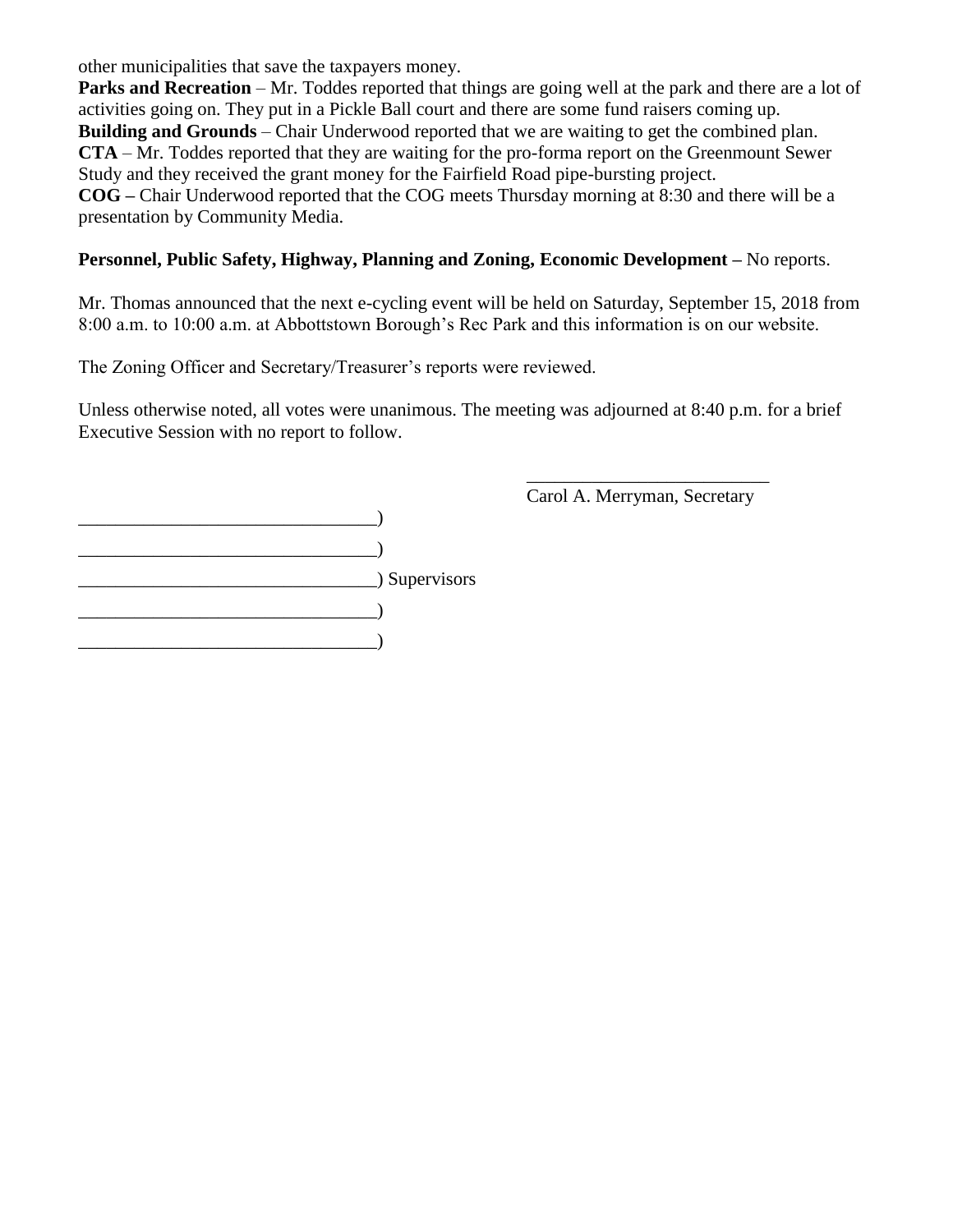other municipalities that save the taxpayers money.

**Parks and Recreation** – Mr. Toddes reported that things are going well at the park and there are a lot of activities going on. They put in a Pickle Ball court and there are some fund raisers coming up.

**Building and Grounds** – Chair Underwood reported that we are waiting to get the combined plan.

**CTA** – Mr. Toddes reported that they are waiting for the pro-forma report on the Greenmount Sewer Study and they received the grant money for the Fairfield Road pipe-bursting project.

**COG –** Chair Underwood reported that the COG meets Thursday morning at 8:30 and there will be a presentation by Community Media.

**Personnel, Public Safety, Highway, Planning and Zoning, Economic Development –** No reports.

Mr. Thomas announced that the next e-cycling event will be held on Saturday, September 15, 2018 from 8:00 a.m. to 10:00 a.m. at Abbottstown Borough's Rec Park and this information is on our website.

The Zoning Officer and Secretary/Treasurer's reports were reviewed.

Unless otherwise noted, all votes were unanimous. The meeting was adjourned at 8:40 p.m. for a brief Executive Session with no report to follow.

\_\_\_\_\_\_\_\_\_\_\_\_\_\_\_\_\_\_\_\_\_\_\_\_\_\_
Carol A. Merryman, Secretary

\_\_\_\_\_\_\_\_\_\_\_\_\_\_\_\_\_\_\_\_\_\_\_\_\_\_\_\_\_\_\_\_)
\_\_\_\_\_\_\_\_\_\_\_\_\_\_\_\_\_\_\_\_\_\_\_\_\_\_\_\_\_\_\_\_)
\_\_\_\_\_\_\_\_\_\_\_\_\_\_\_\_\_\_\_\_\_\_\_\_\_\_\_\_\_\_\_\_) Supervisors
\_\_\_\_\_\_\_\_\_\_\_\_\_\_\_\_\_\_\_\_\_\_\_\_\_\_\_\_\_\_\_\_)
\_\_\_\_\_\_\_\_\_\_\_\_\_\_\_\_\_\_\_\_\_\_\_\_\_\_\_\_\_\_\_\_)